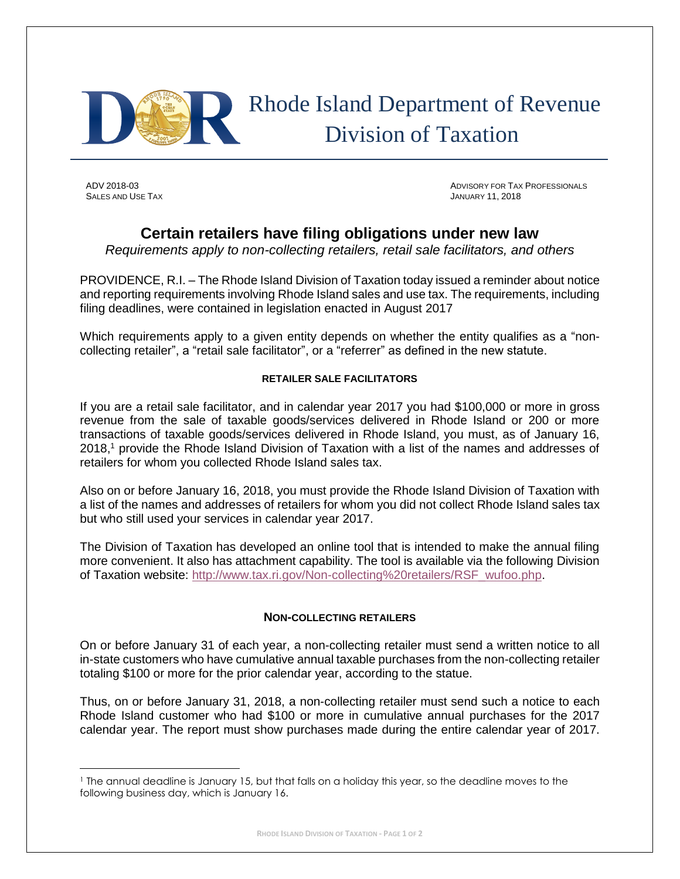# Rhode Island Department of Revenue Division of Taxation

ADV 2018-03
SALES AND USE TAX

ADVISORY FOR TAX PROFESSIONALS
JANUARY 11, 2018

## Certain retailers have filing obligations under new law

*Requirements apply to non-collecting retailers, retail sale facilitators, and others*

PROVIDENCE, R.I. – The Rhode Island Division of Taxation today issued a reminder about notice and reporting requirements involving Rhode Island sales and use tax. The requirements, including filing deadlines, were contained in legislation enacted in August 2017

Which requirements apply to a given entity depends on whether the entity qualifies as a "non-collecting retailer", a "retail sale facilitator", or a "referrer" as defined in the new statute.

### RETAILER SALE FACILITATORS

If you are a retail sale facilitator, and in calendar year 2017 you had $100,000 or more in gross revenue from the sale of taxable goods/services delivered in Rhode Island or 200 or more transactions of taxable goods/services delivered in Rhode Island, you must, as of January 16, 2018,[1] provide the Rhode Island Division of Taxation with a list of the names and addresses of retailers for whom you collected Rhode Island sales tax.

Also on or before January 16, 2018, you must provide the Rhode Island Division of Taxation with a list of the names and addresses of retailers for whom you did not collect Rhode Island sales tax but who still used your services in calendar year 2017.

The Division of Taxation has developed an online tool that is intended to make the annual filing more convenient. It also has attachment capability. The tool is available via the following Division of Taxation website: http://www.tax.ri.gov/Non-collecting%20retailers/RSF_wufoo.php.

### NON-COLLECTING RETAILERS

On or before January 31 of each year, a non-collecting retailer must send a written notice to all in-state customers who have cumulative annual taxable purchases from the non-collecting retailer totaling $100 or more for the prior calendar year, according to the statue.

Thus, on or before January 31, 2018, a non-collecting retailer must send such a notice to each Rhode Island customer who had $100 or more in cumulative annual purchases for the 2017 calendar year. The report must show purchases made during the entire calendar year of 2017.

[1] The annual deadline is January 15, but that falls on a holiday this year, so the deadline moves to the following business day, which is January 16.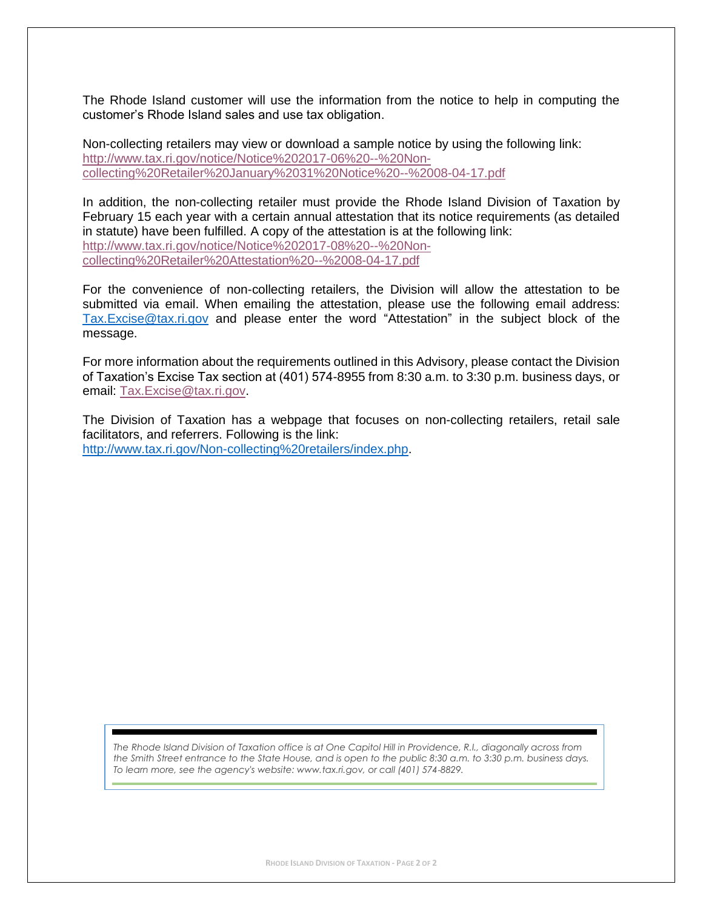The Rhode Island customer will use the information from the notice to help in computing the customer's Rhode Island sales and use tax obligation.

Non-collecting retailers may view or download a sample notice by using the following link: http://www.tax.ri.gov/notice/Notice%202017-06%20--%20Non-collecting%20Retailer%20January%2031%20Notice%20--%2008-04-17.pdf

In addition, the non-collecting retailer must provide the Rhode Island Division of Taxation by February 15 each year with a certain annual attestation that its notice requirements (as detailed in statute) have been fulfilled. A copy of the attestation is at the following link: http://www.tax.ri.gov/notice/Notice%202017-08%20--%20Non-collecting%20Retailer%20Attestation%20--%2008-04-17.pdf

For the convenience of non-collecting retailers, the Division will allow the attestation to be submitted via email. When emailing the attestation, please use the following email address: Tax.Excise@tax.ri.gov and please enter the word "Attestation" in the subject block of the message.

For more information about the requirements outlined in this Advisory, please contact the Division of Taxation's Excise Tax section at (401) 574-8955 from 8:30 a.m. to 3:30 p.m. business days, or email: Tax.Excise@tax.ri.gov.

The Division of Taxation has a webpage that focuses on non-collecting retailers, retail sale facilitators, and referrers. Following is the link: http://www.tax.ri.gov/Non-collecting%20retailers/index.php.

*The Rhode Island Division of Taxation office is at One Capitol Hill in Providence, R.I., diagonally across from the Smith Street entrance to the State House, and is open to the public 8:30 a.m. to 3:30 p.m. business days. To learn more, see the agency's website: www.tax.ri.gov, or call (401) 574-8829.*